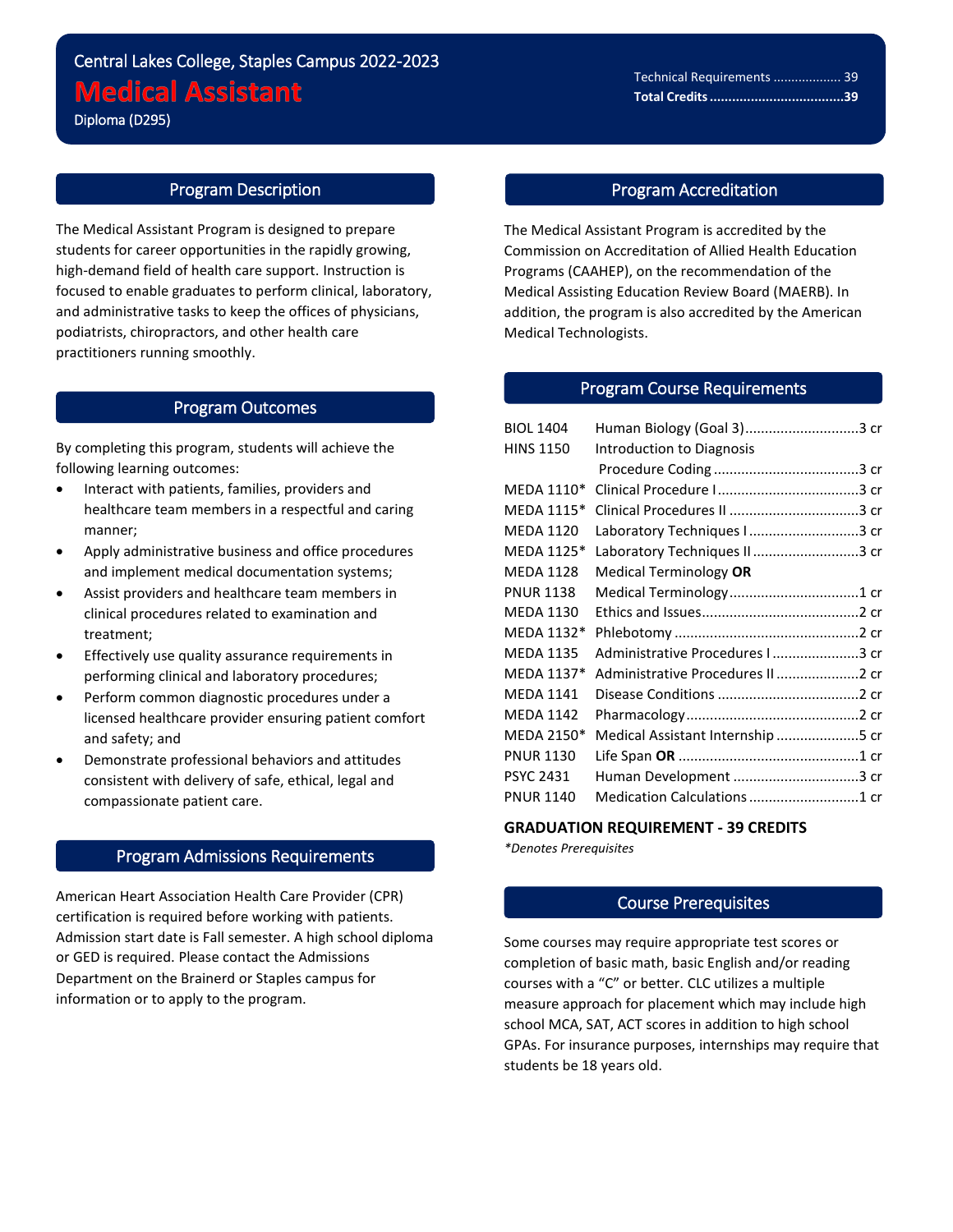Central Lakes College, Staples Campus 2022-2023

# Medical Assistant

Diploma (D295)

| | |
|---|---|
| Technical Requirements | 39 |
| **Total Credits** | **39** |

## Program Description

The Medical Assistant Program is designed to prepare students for career opportunities in the rapidly growing, high-demand field of health care support. Instruction is focused to enable graduates to perform clinical, laboratory, and administrative tasks to keep the offices of physicians, podiatrists, chiropractors, and other health care practitioners running smoothly.

## Program Outcomes

By completing this program, students will achieve the following learning outcomes:

- Interact with patients, families, providers and healthcare team members in a respectful and caring manner;
- Apply administrative business and office procedures and implement medical documentation systems;
- Assist providers and healthcare team members in clinical procedures related to examination and treatment;
- Effectively use quality assurance requirements in performing clinical and laboratory procedures;
- Perform common diagnostic procedures under a licensed healthcare provider ensuring patient comfort and safety; and
- Demonstrate professional behaviors and attitudes consistent with delivery of safe, ethical, legal and compassionate patient care.

## Program Admissions Requirements

American Heart Association Health Care Provider (CPR) certification is required before working with patients. Admission start date is Fall semester. A high school diploma or GED is required. Please contact the Admissions Department on the Brainerd or Staples campus for information or to apply to the program.

## Program Accreditation

The Medical Assistant Program is accredited by the Commission on Accreditation of Allied Health Education Programs (CAAHEP), on the recommendation of the Medical Assisting Education Review Board (MAERB). In addition, the program is also accredited by the American Medical Technologists.

## Program Course Requirements

| Course | Title | Credits |
|---|---|---|
| BIOL 1404 | Human Biology (Goal 3) | 3 cr |
| HINS 1150 | Introduction to Diagnosis Procedure Coding | 3 cr |
| MEDA 1110* | Clinical Procedure I | 3 cr |
| MEDA 1115* | Clinical Procedures II | 3 cr |
| MEDA 1120 | Laboratory Techniques I | 3 cr |
| MEDA 1125* | Laboratory Techniques II | 3 cr |
| MEDA 1128 | Medical Terminology **OR** | |
| PNUR 1138 | Medical Terminology | 1 cr |
| MEDA 1130 | Ethics and Issues | 2 cr |
| MEDA 1132* | Phlebotomy | 2 cr |
| MEDA 1135 | Administrative Procedures I | 3 cr |
| MEDA 1137* | Administrative Procedures II | 2 cr |
| MEDA 1141 | Disease Conditions | 2 cr |
| MEDA 1142 | Pharmacology | 2 cr |
| MEDA 2150* | Medical Assistant Internship | 5 cr |
| PNUR 1130 | Life Span **OR** | 1 cr |
| PSYC 2431 | Human Development | 3 cr |
| PNUR 1140 | Medication Calculations | 1 cr |

**GRADUATION REQUIREMENT - 39 CREDITS**

*\*Denotes Prerequisites*

## Course Prerequisites

Some courses may require appropriate test scores or completion of basic math, basic English and/or reading courses with a "C" or better. CLC utilizes a multiple measure approach for placement which may include high school MCA, SAT, ACT scores in addition to high school GPAs. For insurance purposes, internships may require that students be 18 years old.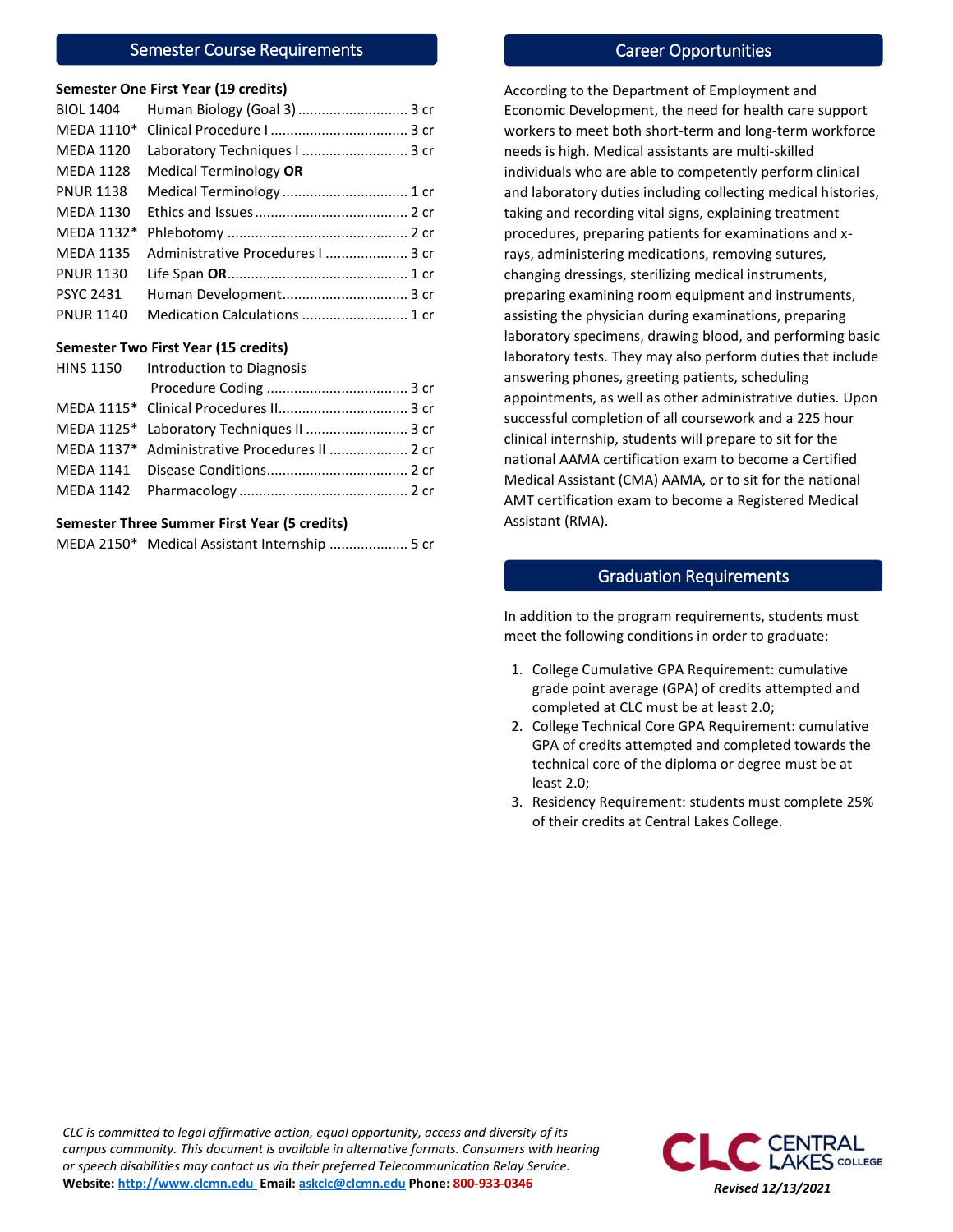## Semester Course Requirements

**Semester One First Year (19 credits)**

| | | |
|---|---|---|
| BIOL 1404 | Human Biology (Goal 3) | 3 cr |
| MEDA 1110* | Clinical Procedure I | 3 cr |
| MEDA 1120 | Laboratory Techniques I | 3 cr |
| MEDA 1128 | Medical Terminology **OR** | |
| PNUR 1138 | Medical Terminology | 1 cr |
| MEDA 1130 | Ethics and Issues | 2 cr |
| MEDA 1132* | Phlebotomy | 2 cr |
| MEDA 1135 | Administrative Procedures I | 3 cr |
| PNUR 1130 | Life Span **OR** | 1 cr |
| PSYC 2431 | Human Development | 3 cr |
| PNUR 1140 | Medication Calculations | 1 cr |

**Semester Two First Year (15 credits)**

| | | |
|---|---|---|
| HINS 1150 | Introduction to Diagnosis Procedure Coding | 3 cr |
| MEDA 1115* | Clinical Procedures II | 3 cr |
| MEDA 1125* | Laboratory Techniques II | 3 cr |
| MEDA 1137* | Administrative Procedures II | 2 cr |
| MEDA 1141 | Disease Conditions | 2 cr |
| MEDA 1142 | Pharmacology | 2 cr |

**Semester Three Summer First Year (5 credits)**

| | | |
|---|---|---|
| MEDA 2150* | Medical Assistant Internship | 5 cr |

## Career Opportunities

According to the Department of Employment and Economic Development, the need for health care support workers to meet both short-term and long-term workforce needs is high. Medical assistants are multi-skilled individuals who are able to competently perform clinical and laboratory duties including collecting medical histories, taking and recording vital signs, explaining treatment procedures, preparing patients for examinations and x-rays, administering medications, removing sutures, changing dressings, sterilizing medical instruments, preparing examining room equipment and instruments, assisting the physician during examinations, preparing laboratory specimens, drawing blood, and performing basic laboratory tests. They may also perform duties that include answering phones, greeting patients, scheduling appointments, as well as other administrative duties. Upon successful completion of all coursework and a 225 hour clinical internship, students will prepare to sit for the national AAMA certification exam to become a Certified Medical Assistant (CMA) AAMA, or to sit for the national AMT certification exam to become a Registered Medical Assistant (RMA).

## Graduation Requirements

In addition to the program requirements, students must meet the following conditions in order to graduate:

1. College Cumulative GPA Requirement: cumulative grade point average (GPA) of credits attempted and completed at CLC must be at least 2.0;
2. College Technical Core GPA Requirement: cumulative GPA of credits attempted and completed towards the technical core of the diploma or degree must be at least 2.0;
3. Residency Requirement: students must complete 25% of their credits at Central Lakes College.

*CLC is committed to legal affirmative action, equal opportunity, access and diversity of its campus community. This document is available in alternative formats. Consumers with hearing or speech disabilities may contact us via their preferred Telecommunication Relay Service.*
**Website:** http://www.clcmn.edu **Email:** askclc@clcmn.edu **Phone:** 800-933-0346

CLC CENTRAL LAKES COLLEGE

***Revised 12/13/2021***